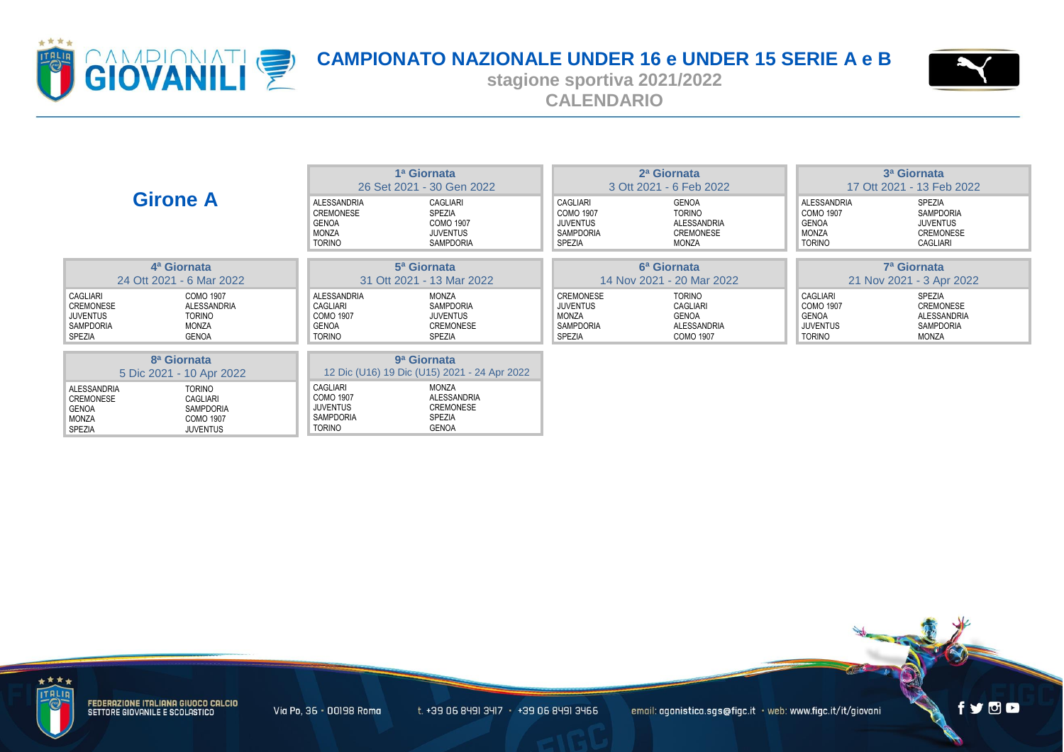# CAMPIONATO NAZIONALE UNDER 16 e UNDER 15 SERIE A e B

**stagione sportiva 2021/2022**

**CALENDARIO**

## Girone A

### 1ª Giornata — 26 Set 2021 - 30 Gen 2022

| | |
|---|---|
| ALESSANDRIA | CAGLIARI |
| CREMONESE | SPEZIA |
| GENOA | COMO 1907 |
| MONZA | JUVENTUS |
| TORINO | SAMPDORIA |

### 2ª Giornata — 3 Ott 2021 - 6 Feb 2022

| | |
|---|---|
| CAGLIARI | GENOA |
| COMO 1907 | TORINO |
| JUVENTUS | ALESSANDRIA |
| SAMPDORIA | CREMONESE |
| SPEZIA | MONZA |

### 3ª Giornata — 17 Ott 2021 - 13 Feb 2022

| | |
|---|---|
| ALESSANDRIA | SPEZIA |
| COMO 1907 | SAMPDORIA |
| GENOA | JUVENTUS |
| MONZA | CREMONESE |
| TORINO | CAGLIARI |

### 4ª Giornata — 24 Ott 2021 - 6 Mar 2022

| | |
|---|---|
| CAGLIARI | COMO 1907 |
| CREMONESE | ALESSANDRIA |
| JUVENTUS | TORINO |
| SAMPDORIA | MONZA |
| SPEZIA | GENOA |

### 5ª Giornata — 31 Ott 2021 - 13 Mar 2022

| | |
|---|---|
| ALESSANDRIA | MONZA |
| CAGLIARI | SAMPDORIA |
| COMO 1907 | JUVENTUS |
| GENOA | CREMONESE |
| TORINO | SPEZIA |

### 6ª Giornata — 14 Nov 2021 - 20 Mar 2022

| | |
|---|---|
| CREMONESE | TORINO |
| JUVENTUS | CAGLIARI |
| MONZA | GENOA |
| SAMPDORIA | ALESSANDRIA |
| SPEZIA | COMO 1907 |

### 7ª Giornata — 21 Nov 2021 - 3 Apr 2022

| | |
|---|---|
| CAGLIARI | SPEZIA |
| COMO 1907 | CREMONESE |
| GENOA | ALESSANDRIA |
| JUVENTUS | SAMPDORIA |
| TORINO | MONZA |

### 8ª Giornata — 5 Dic 2021 - 10 Apr 2022

| | |
|---|---|
| ALESSANDRIA | TORINO |
| CREMONESE | CAGLIARI |
| GENOA | SAMPDORIA |
| MONZA | COMO 1907 |
| SPEZIA | JUVENTUS |

### 9ª Giornata — 12 Dic (U16) 19 Dic (U15) 2021 - 24 Apr 2022

| | |
|---|---|
| CAGLIARI | MONZA |
| COMO 1907 | ALESSANDRIA |
| JUVENTUS | CREMONESE |
| SAMPDORIA | SPEZIA |
| TORINO | GENOA |

FEDERAZIONE ITALIANA GIUOCO CALCIO
SETTORE GIOVANILE E SCOLASTICO

Via Po, 36 - 00198 Roma · t. +39 06 8491 3417 · +39 06 8491 3466 · email: agonistica.sgs@figc.it · web: www.figc.it/it/giovani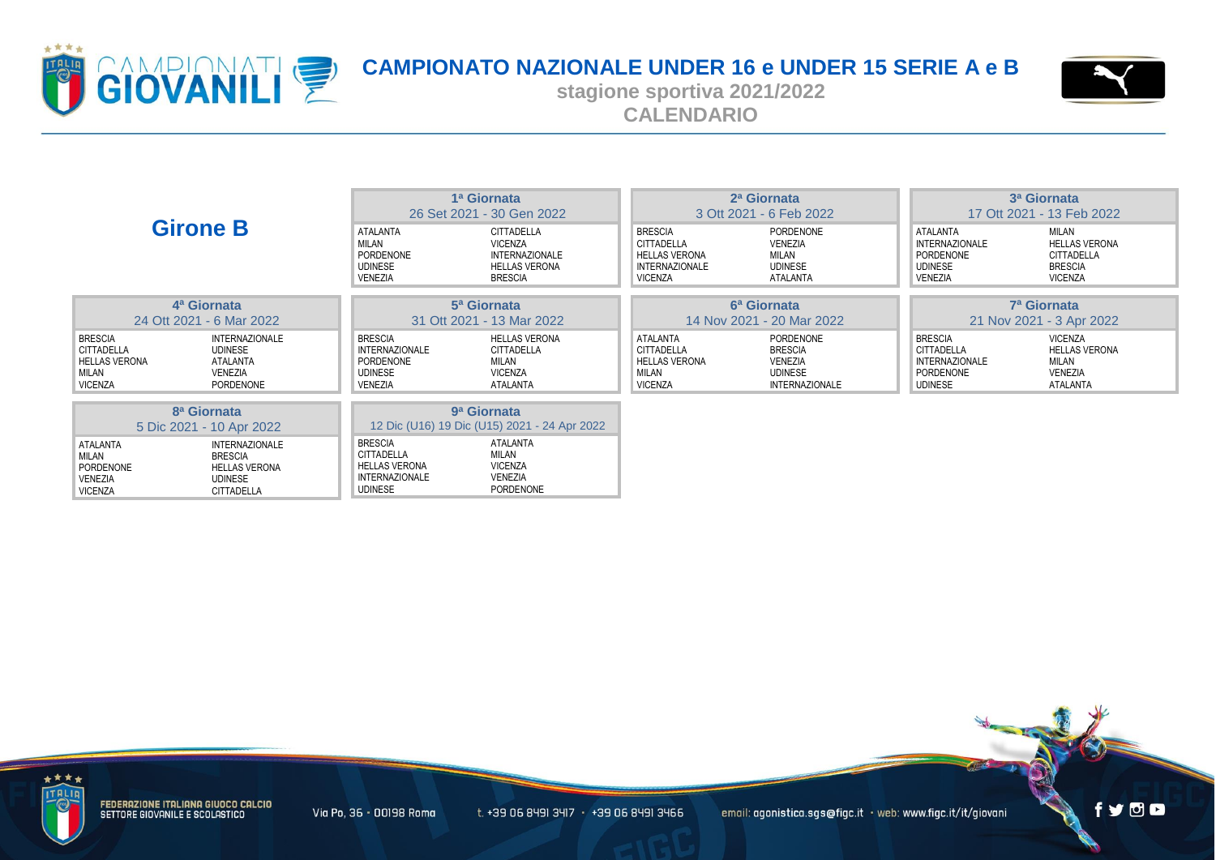# CAMPIONATO NAZIONALE UNDER 16 e UNDER 15 SERIE A e B

stagione sportiva 2021/2022

CALENDARIO

## Girone B

### 1ª Giornata
26 Set 2021 - 30 Gen 2022

| | |
|---|---|
| ATALANTA | CITTADELLA |
| MILAN | VICENZA |
| PORDENONE | INTERNAZIONALE |
| UDINESE | HELLAS VERONA |
| VENEZIA | BRESCIA |

### 2ª Giornata
3 Ott 2021 - 6 Feb 2022

| | |
|---|---|
| BRESCIA | PORDENONE |
| CITTADELLA | VENEZIA |
| HELLAS VERONA | MILAN |
| INTERNAZIONALE | UDINESE |
| VICENZA | ATALANTA |

### 3ª Giornata
17 Ott 2021 - 13 Feb 2022

| | |
|---|---|
| ATALANTA | MILAN |
| INTERNAZIONALE | HELLAS VERONA |
| PORDENONE | CITTADELLA |
| UDINESE | BRESCIA |
| VENEZIA | VICENZA |

### 4ª Giornata
24 Ott 2021 - 6 Mar 2022

| | |
|---|---|
| BRESCIA | INTERNAZIONALE |
| CITTADELLA | UDINESE |
| HELLAS VERONA | ATALANTA |
| MILAN | VENEZIA |
| VICENZA | PORDENONE |

### 5ª Giornata
31 Ott 2021 - 13 Mar 2022

| | |
|---|---|
| BRESCIA | HELLAS VERONA |
| INTERNAZIONALE | CITTADELLA |
| PORDENONE | MILAN |
| UDINESE | VICENZA |
| VENEZIA | ATALANTA |

### 6ª Giornata
14 Nov 2021 - 20 Mar 2022

| | |
|---|---|
| ATALANTA | PORDENONE |
| CITTADELLA | BRESCIA |
| HELLAS VERONA | VENEZIA |
| MILAN | UDINESE |
| VICENZA | INTERNAZIONALE |

### 7ª Giornata
21 Nov 2021 - 3 Apr 2022

| | |
|---|---|
| BRESCIA | VICENZA |
| CITTADELLA | HELLAS VERONA |
| INTERNAZIONALE | MILAN |
| PORDENONE | VENEZIA |
| UDINESE | ATALANTA |

### 8ª Giornata
5 Dic 2021 - 10 Apr 2022

| | |
|---|---|
| ATALANTA | INTERNAZIONALE |
| MILAN | BRESCIA |
| PORDENONE | HELLAS VERONA |
| VENEZIA | UDINESE |
| VICENZA | CITTADELLA |

### 9ª Giornata
12 Dic (U16) 19 Dic (U15) 2021 - 24 Apr 2022

| | |
|---|---|
| BRESCIA | ATALANTA |
| CITTADELLA | MILAN |
| HELLAS VERONA | VICENZA |
| INTERNAZIONALE | VENEZIA |
| UDINESE | PORDENONE |

FEDERAZIONE ITALIANA GIUOCO CALCIO
SETTORE GIOVANILE E SCOLASTICO

Via Po, 36 - 00198 Roma · t. +39 06 8491 3417 · +39 06 8491 3466 · email: agonistica.sgs@figc.it · web: www.figc.it/it/giovani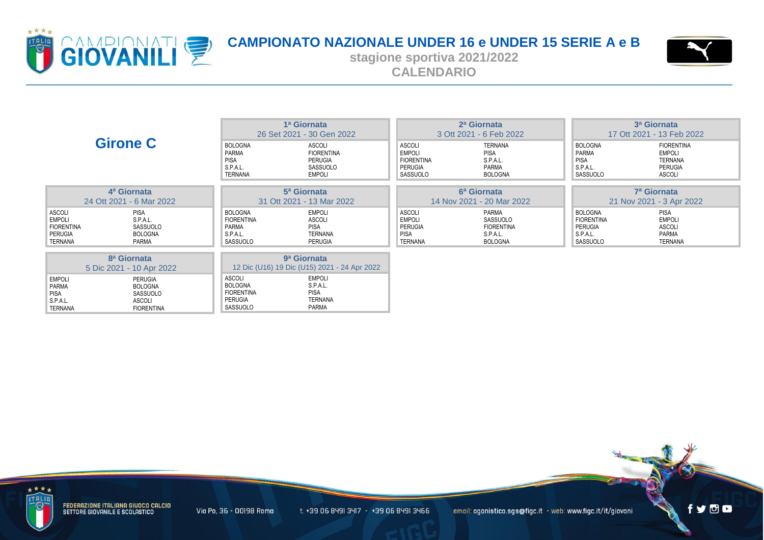# CAMPIONATO NAZIONALE UNDER 16 e UNDER 15 SERIE A e B

**stagione sportiva 2021/2022**

**CALENDARIO**

## Girone C

### 1ª Giornata
26 Set 2021 - 30 Gen 2022

| | |
|---|---|
| BOLOGNA | ASCOLI |
| PARMA | FIORENTINA |
| PISA | PERUGIA |
| S.P.A.L. | SASSUOLO |
| TERNANA | EMPOLI |

### 2ª Giornata
3 Ott 2021 - 6 Feb 2022

| | |
|---|---|
| ASCOLI | TERNANA |
| EMPOLI | PISA |
| FIORENTINA | S.P.A.L. |
| PERUGIA | PARMA |
| SASSUOLO | BOLOGNA |

### 3ª Giornata
17 Ott 2021 - 13 Feb 2022

| | |
|---|---|
| BOLOGNA | FIORENTINA |
| PARMA | EMPOLI |
| PISA | TERNANA |
| S.P.A.L. | PERUGIA |
| SASSUOLO | ASCOLI |

### 4ª Giornata
24 Ott 2021 - 6 Mar 2022

| | |
|---|---|
| ASCOLI | PISA |
| EMPOLI | S.P.A.L. |
| FIORENTINA | SASSUOLO |
| PERUGIA | BOLOGNA |
| TERNANA | PARMA |

### 5ª Giornata
31 Ott 2021 - 13 Mar 2022

| | |
|---|---|
| BOLOGNA | EMPOLI |
| FIORENTINA | ASCOLI |
| PARMA | PISA |
| S.P.A.L. | TERNANA |
| SASSUOLO | PERUGIA |

### 6ª Giornata
14 Nov 2021 - 20 Mar 2022

| | |
|---|---|
| ASCOLI | PARMA |
| EMPOLI | SASSUOLO |
| PERUGIA | FIORENTINA |
| PISA | S.P.A.L. |
| TERNANA | BOLOGNA |

### 7ª Giornata
21 Nov 2021 - 3 Apr 2022

| | |
|---|---|
| BOLOGNA | PISA |
| FIORENTINA | EMPOLI |
| PERUGIA | ASCOLI |
| S.P.A.L. | PARMA |
| SASSUOLO | TERNANA |

### 8ª Giornata
5 Dic 2021 - 10 Apr 2022

| | |
|---|---|
| EMPOLI | PERUGIA |
| PARMA | BOLOGNA |
| PISA | SASSUOLO |
| S.P.A.L. | ASCOLI |
| TERNANA | FIORENTINA |

### 9ª Giornata
12 Dic (U16) 19 Dic (U15) 2021 - 24 Apr 2022

| | |
|---|---|
| ASCOLI | EMPOLI |
| BOLOGNA | S.P.A.L. |
| FIORENTINA | PISA |
| PERUGIA | TERNANA |
| SASSUOLO | PARMA |

FEDERAZIONE ITALIANA GIUOCO CALCIO
SETTORE GIOVANILE E SCOLASTICO

Via Po, 36 - 00198 Roma · t. +39 06 8491 3417 · +39 06 8491 3466 · email: agonistica.sgs@figc.it · web: www.figc.it/it/giovani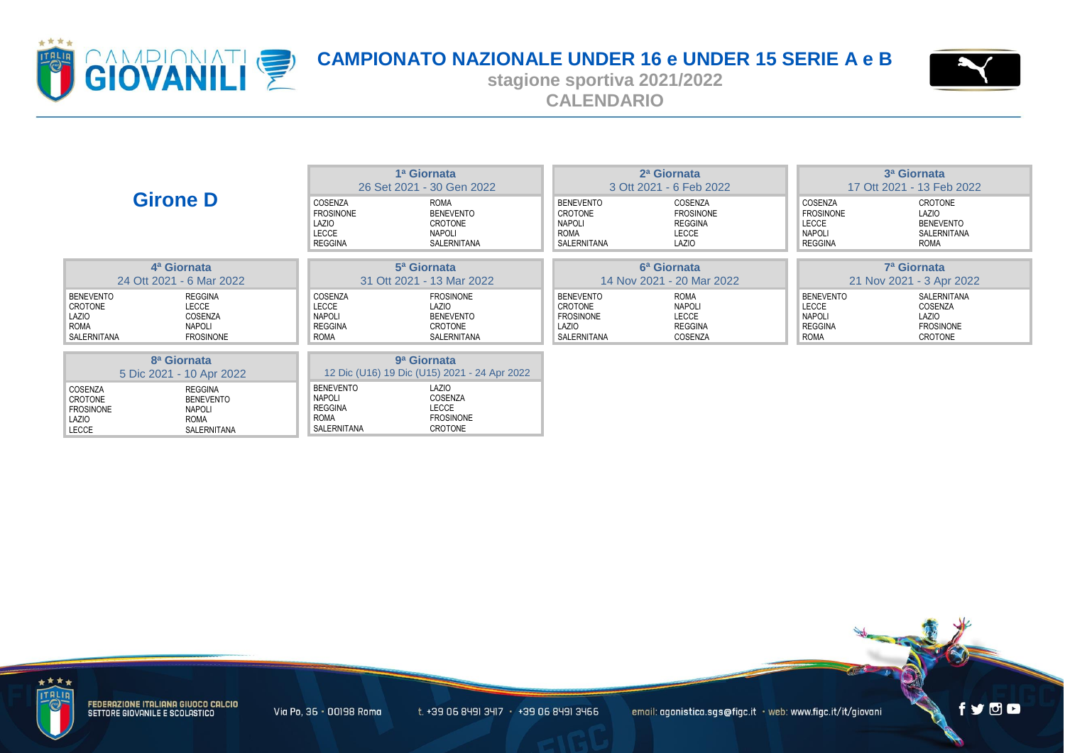# CAMPIONATO NAZIONALE UNDER 16 e UNDER 15 SERIE A e B

**stagione sportiva 2021/2022**

**CALENDARIO**

## Girone D

### 1ª Giornata
26 Set 2021 - 30 Gen 2022

| | |
|---|---|
| COSENZA | ROMA |
| FROSINONE | BENEVENTO |
| LAZIO | CROTONE |
| LECCE | NAPOLI |
| REGGINA | SALERNITANA |

### 2ª Giornata
3 Ott 2021 - 6 Feb 2022

| | |
|---|---|
| BENEVENTO | COSENZA |
| CROTONE | FROSINONE |
| NAPOLI | REGGINA |
| ROMA | LECCE |
| SALERNITANA | LAZIO |

### 3ª Giornata
17 Ott 2021 - 13 Feb 2022

| | |
|---|---|
| COSENZA | CROTONE |
| FROSINONE | LAZIO |
| LECCE | BENEVENTO |
| NAPOLI | SALERNITANA |
| REGGINA | ROMA |

### 4ª Giornata
24 Ott 2021 - 6 Mar 2022

| | |
|---|---|
| BENEVENTO | REGGINA |
| CROTONE | LECCE |
| LAZIO | COSENZA |
| ROMA | NAPOLI |
| SALERNITANA | FROSINONE |

### 5ª Giornata
31 Ott 2021 - 13 Mar 2022

| | |
|---|---|
| COSENZA | FROSINONE |
| LECCE | LAZIO |
| NAPOLI | BENEVENTO |
| REGGINA | CROTONE |
| ROMA | SALERNITANA |

### 6ª Giornata
14 Nov 2021 - 20 Mar 2022

| | |
|---|---|
| BENEVENTO | ROMA |
| CROTONE | NAPOLI |
| FROSINONE | LECCE |
| LAZIO | REGGINA |
| SALERNITANA | COSENZA |

### 7ª Giornata
21 Nov 2021 - 3 Apr 2022

| | |
|---|---|
| BENEVENTO | SALERNITANA |
| LECCE | COSENZA |
| NAPOLI | LAZIO |
| REGGINA | FROSINONE |
| ROMA | CROTONE |

### 8ª Giornata
5 Dic 2021 - 10 Apr 2022

| | |
|---|---|
| COSENZA | REGGINA |
| CROTONE | BENEVENTO |
| FROSINONE | NAPOLI |
| LAZIO | ROMA |
| LECCE | SALERNITANA |

### 9ª Giornata
12 Dic (U16) 19 Dic (U15) 2021 - 24 Apr 2022

| | |
|---|---|
| BENEVENTO | LAZIO |
| NAPOLI | COSENZA |
| REGGINA | LECCE |
| ROMA | FROSINONE |
| SALERNITANA | CROTONE |